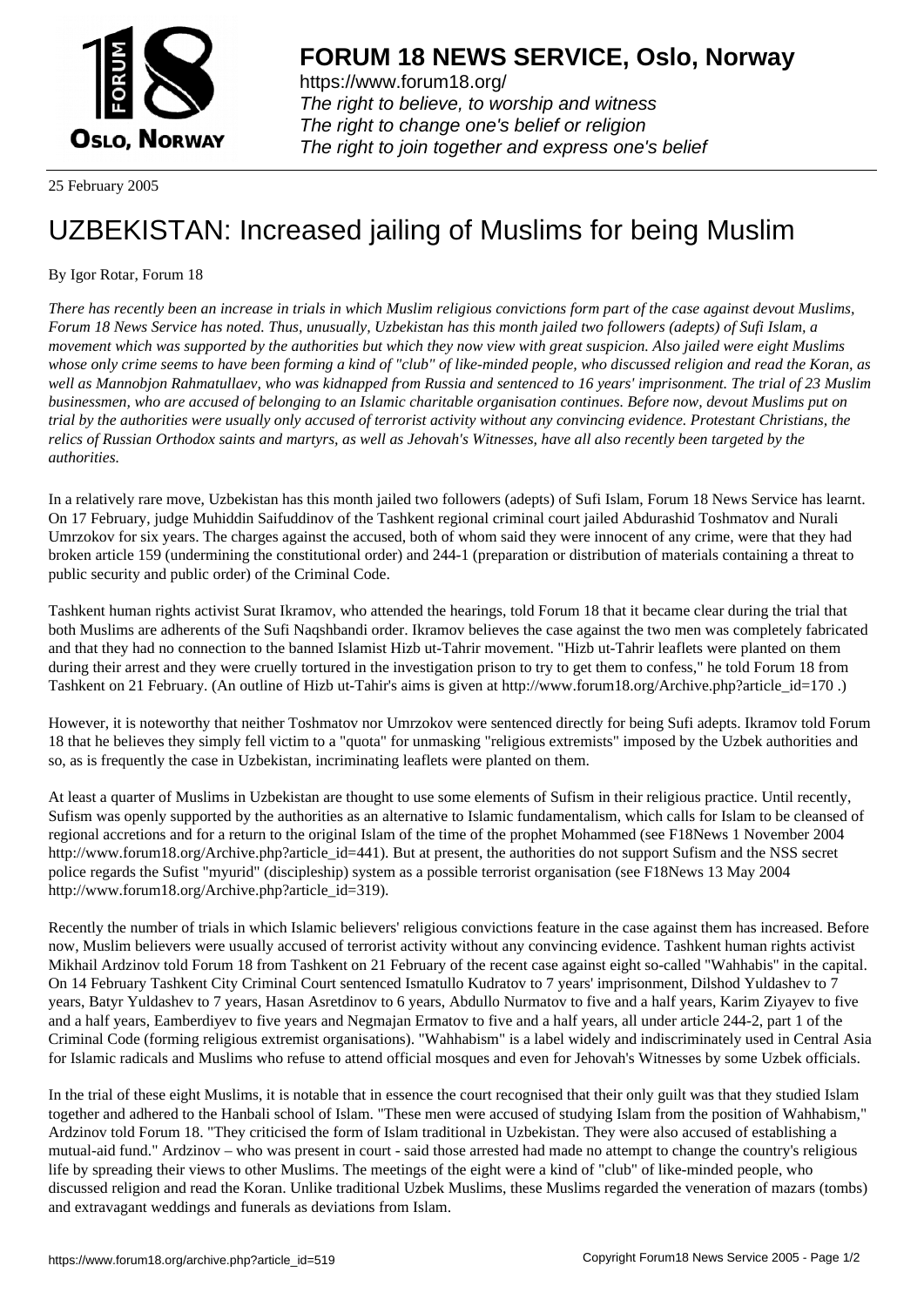# FORUM 18 NEWS SERVICE, Oslo, Norway

https://www.forum18.org/
*The right to believe, to worship and witness*
*The right to change one's belief or religion*
*The right to join together and express one's belief*

25 February 2005

# UZBEKISTAN: Increased jailing of Muslims for being Muslim

By Igor Rotar, Forum 18

*There has recently been an increase in trials in which Muslim religious convictions form part of the case against devout Muslims, Forum 18 News Service has noted. Thus, unusually, Uzbekistan has this month jailed two followers (adepts) of Sufi Islam, a movement which was supported by the authorities but which they now view with great suspicion. Also jailed were eight Muslims whose only crime seems to have been forming a kind of "club" of like-minded people, who discussed religion and read the Koran, as well as Mannobjon Rahmatullaev, who was kidnapped from Russia and sentenced to 16 years' imprisonment. The trial of 23 Muslim businessmen, who are accused of belonging to an Islamic charitable organisation continues. Before now, devout Muslims put on trial by the authorities were usually only accused of terrorist activity without any convincing evidence. Protestant Christians, the relics of Russian Orthodox saints and martyrs, as well as Jehovah's Witnesses, have all also recently been targeted by the authorities.*

In a relatively rare move, Uzbekistan has this month jailed two followers (adepts) of Sufi Islam, Forum 18 News Service has learnt. On 17 February, judge Muhiddin Saifuddinov of the Tashkent regional criminal court jailed Abdurashid Toshmatov and Nurali Umrzokov for six years. The charges against the accused, both of whom said they were innocent of any crime, were that they had broken article 159 (undermining the constitutional order) and 244-1 (preparation or distribution of materials containing a threat to public security and public order) of the Criminal Code.

Tashkent human rights activist Surat Ikramov, who attended the hearings, told Forum 18 that it became clear during the trial that both Muslims are adherents of the Sufi Naqshbandi order. Ikramov believes the case against the two men was completely fabricated and that they had no connection to the banned Islamist Hizb ut-Tahrir movement. "Hizb ut-Tahrir leaflets were planted on them during their arrest and they were cruelly tortured in the investigation prison to try to get them to confess," he told Forum 18 from Tashkent on 21 February. (An outline of Hizb ut-Tahir's aims is given at http://www.forum18.org/Archive.php?article_id=170 .)

However, it is noteworthy that neither Toshmatov nor Umrzokov were sentenced directly for being Sufi adepts. Ikramov told Forum 18 that he believes they simply fell victim to a "quota" for unmasking "religious extremists" imposed by the Uzbek authorities and so, as is frequently the case in Uzbekistan, incriminating leaflets were planted on them.

At least a quarter of Muslims in Uzbekistan are thought to use some elements of Sufism in their religious practice. Until recently, Sufism was openly supported by the authorities as an alternative to Islamic fundamentalism, which calls for Islam to be cleansed of regional accretions and for a return to the original Islam of the time of the prophet Mohammed (see F18News 1 November 2004 http://www.forum18.org/Archive.php?article_id=441). But at present, the authorities do not support Sufism and the NSS secret police regards the Sufist "myurid" (discipleship) system as a possible terrorist organisation (see F18News 13 May 2004 http://www.forum18.org/Archive.php?article_id=319).

Recently the number of trials in which Islamic believers' religious convictions feature in the case against them has increased. Before now, Muslim believers were usually accused of terrorist activity without any convincing evidence. Tashkent human rights activist Mikhail Ardzinov told Forum 18 from Tashkent on 21 February of the recent case against eight so-called "Wahhabis" in the capital. On 14 February Tashkent City Criminal Court sentenced Ismatullo Kudratov to 7 years' imprisonment, Dilshod Yuldashev to 7 years, Batyr Yuldashev to 7 years, Hasan Asretdinov to 6 years, Abdullo Nurmatov to five and a half years, Karim Ziyayev to five and a half years, Eamberdiyev to five years and Negmajan Ermatov to five and a half years, all under article 244-2, part 1 of the Criminal Code (forming religious extremist organisations). "Wahhabism" is a label widely and indiscriminately used in Central Asia for Islamic radicals and Muslims who refuse to attend official mosques and even for Jehovah's Witnesses by some Uzbek officials.

In the trial of these eight Muslims, it is notable that in essence the court recognised that their only guilt was that they studied Islam together and adhered to the Hanbali school of Islam. "These men were accused of studying Islam from the position of Wahhabism," Ardzinov told Forum 18. "They criticised the form of Islam traditional in Uzbekistan. They were also accused of establishing a mutual-aid fund." Ardzinov – who was present in court - said those arrested had made no attempt to change the country's religious life by spreading their views to other Muslims. The meetings of the eight were a kind of "club" of like-minded people, who discussed religion and read the Koran. Unlike traditional Uzbek Muslims, these Muslims regarded the veneration of mazars (tombs) and extravagant weddings and funerals as deviations from Islam.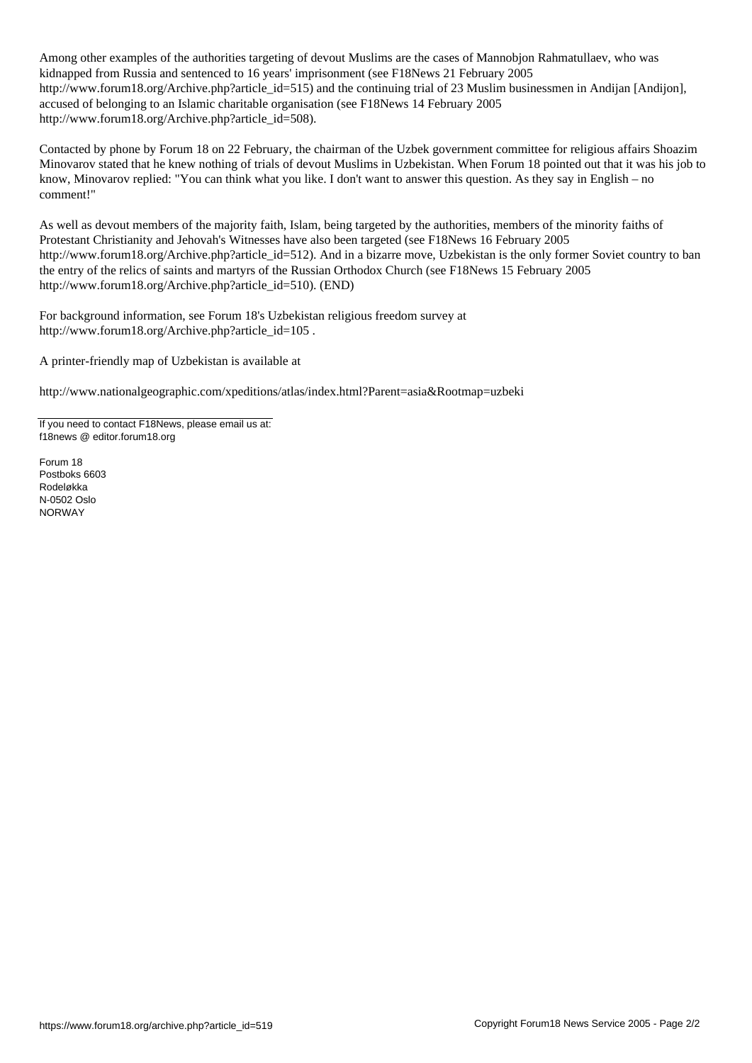Among other examples of the authorities targeting of devout Muslims are the cases of Mannobjon Rahmatullaev, who was kidnapped from Russia and sentenced to 16 years' imprisonment (see F18News 21 February 2005 http://www.forum18.org/Archive.php?article_id=515) and the continuing trial of 23 Muslim businessmen in Andijan [Andijon], accused of belonging to an Islamic charitable organisation (see F18News 14 February 2005 http://www.forum18.org/Archive.php?article_id=508).

Contacted by phone by Forum 18 on 22 February, the chairman of the Uzbek government committee for religious affairs Shoazim Minovarov stated that he knew nothing of trials of devout Muslims in Uzbekistan. When Forum 18 pointed out that it was his job to know, Minovarov replied: "You can think what you like. I don't want to answer this question. As they say in English – no comment!"

As well as devout members of the majority faith, Islam, being targeted by the authorities, members of the minority faiths of Protestant Christianity and Jehovah's Witnesses have also been targeted (see F18News 16 February 2005 http://www.forum18.org/Archive.php?article_id=512). And in a bizarre move, Uzbekistan is the only former Soviet country to ban the entry of the relics of saints and martyrs of the Russian Orthodox Church (see F18News 15 February 2005 http://www.forum18.org/Archive.php?article_id=510). (END)

For background information, see Forum 18's Uzbekistan religious freedom survey at http://www.forum18.org/Archive.php?article_id=105 .

A printer-friendly map of Uzbekistan is available at

http://www.nationalgeographic.com/xpeditions/atlas/index.html?Parent=asia&Rootmap=uzbeki

If you need to contact F18News, please email us at:
f18news @ editor.forum18.org

Forum 18
Postboks 6603
Rodeløkka
N-0502 Oslo
NORWAY